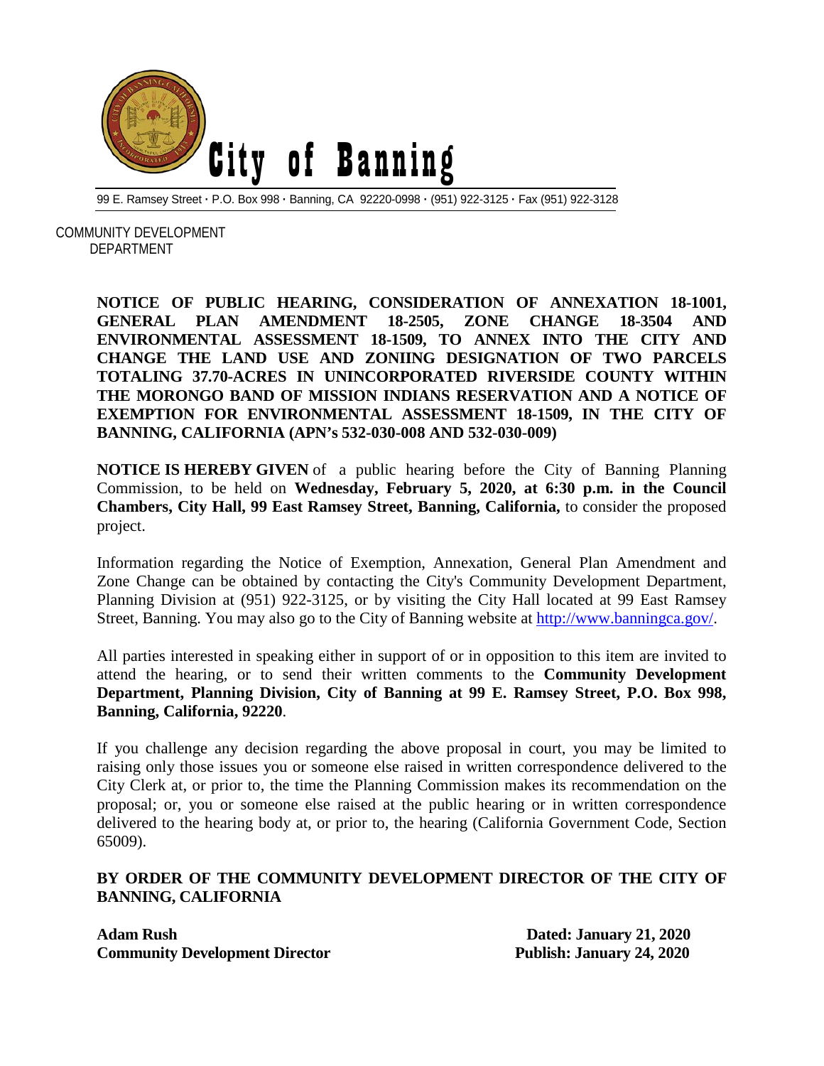# City of Banning

99 E. Ramsey Street · P.O. Box 998 · Banning, CA 92220-0998 · (951) 922-3125 · Fax (951) 922-3128

COMMUNITY DEVELOPMENT DEPARTMENT

**NOTICE OF PUBLIC HEARING, CONSIDERATION OF ANNEXATION 18-1001, GENERAL PLAN AMENDMENT 18-2505, ZONE CHANGE 18-3504 AND ENVIRONMENTAL ASSESSMENT 18-1509, TO ANNEX INTO THE CITY AND CHANGE THE LAND USE AND ZONIING DESIGNATION OF TWO PARCELS TOTALING 37.70-ACRES IN UNINCORPORATED RIVERSIDE COUNTY WITHIN THE MORONGO BAND OF MISSION INDIANS RESERVATION AND A NOTICE OF EXEMPTION FOR ENVIRONMENTAL ASSESSMENT 18-1509, IN THE CITY OF BANNING, CALIFORNIA (APN's 532-030-008 AND 532-030-009)**

**NOTICE IS HEREBY GIVEN** of a public hearing before the City of Banning Planning Commission, to be held on **Wednesday, February 5, 2020, at 6:30 p.m. in the Council Chambers, City Hall, 99 East Ramsey Street, Banning, California,** to consider the proposed project.

Information regarding the Notice of Exemption, Annexation, General Plan Amendment and Zone Change can be obtained by contacting the City's Community Development Department, Planning Division at (951) 922-3125, or by visiting the City Hall located at 99 East Ramsey Street, Banning. You may also go to the City of Banning website at http://www.banningca.gov/.

All parties interested in speaking either in support of or in opposition to this item are invited to attend the hearing, or to send their written comments to the **Community Development Department, Planning Division, City of Banning at 99 E. Ramsey Street, P.O. Box 998, Banning, California, 92220**.

If you challenge any decision regarding the above proposal in court, you may be limited to raising only those issues you or someone else raised in written correspondence delivered to the City Clerk at, or prior to, the time the Planning Commission makes its recommendation on the proposal; or, you or someone else raised at the public hearing or in written correspondence delivered to the hearing body at, or prior to, the hearing (California Government Code, Section 65009).

**BY ORDER OF THE COMMUNITY DEVELOPMENT DIRECTOR OF THE CITY OF BANNING, CALIFORNIA**

**Adam Rush**
**Community Development Director**

**Dated: January 21, 2020**
**Publish: January 24, 2020**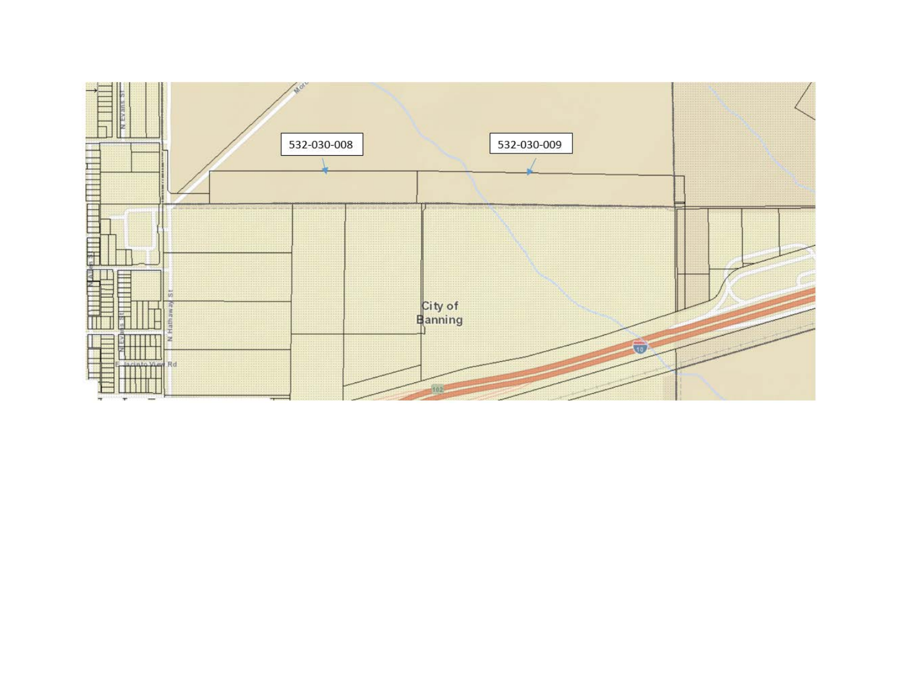532-030-008

532-030-009

City of Banning

N Hathaway St

N Evans St

E Jacinto View Rd

10

102